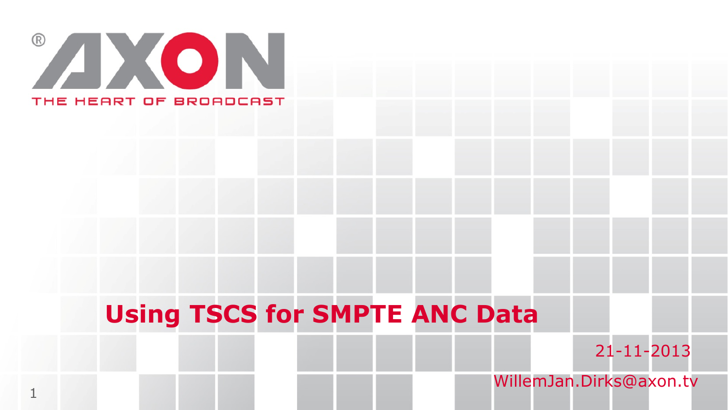AXON

THE HEART OF BROADCAST

# Using TSCS for SMPTE ANC Data

21-11-2013

WillemJan.Dirks@axon.tv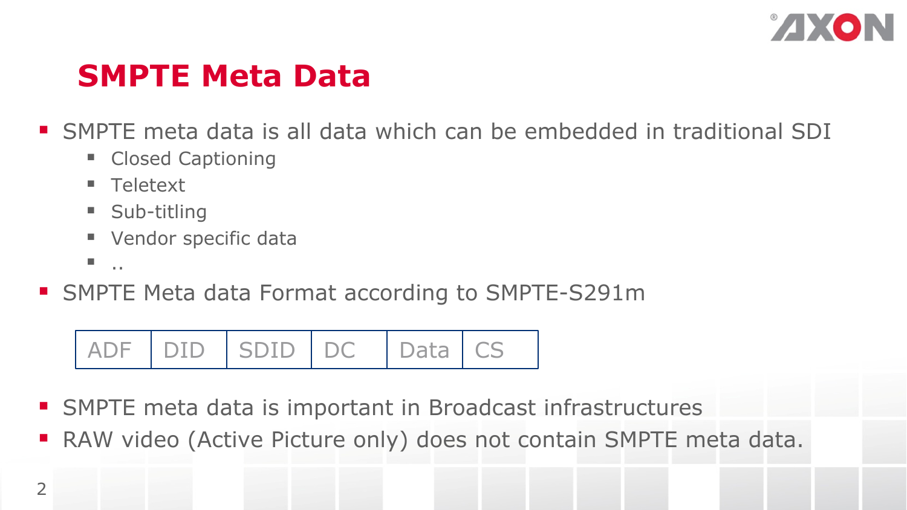# SMPTE Meta Data

- SMPTE meta data is all data which can be embedded in traditional SDI
  - Closed Captioning
  - Teletext
  - Sub-titling
  - Vendor specific data
  - ..
- SMPTE Meta data Format according to SMPTE-S291m

| ADF | DID | SDID | DC | Data | CS |
|---|---|---|---|---|---|

- SMPTE meta data is important in Broadcast infrastructures
- RAW video (Active Picture only) does not contain SMPTE meta data.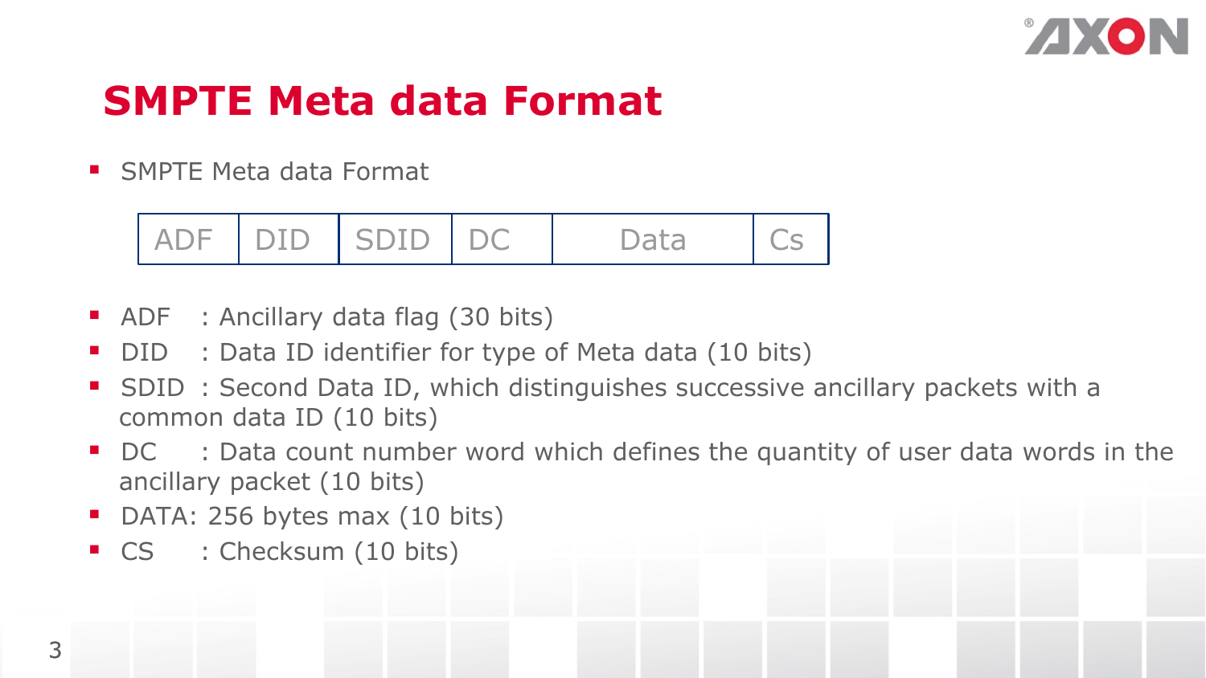# SMPTE Meta data Format

- SMPTE Meta data Format

| ADF | DID | SDID | DC | Data | Cs |
|---|---|---|---|---|---|

- ADF : Ancillary data flag (30 bits)
- DID : Data ID identifier for type of Meta data (10 bits)
- SDID : Second Data ID, which distinguishes successive ancillary packets with a common data ID (10 bits)
- DC : Data count number word which defines the quantity of user data words in the ancillary packet (10 bits)
- DATA: 256 bytes max (10 bits)
- CS : Checksum (10 bits)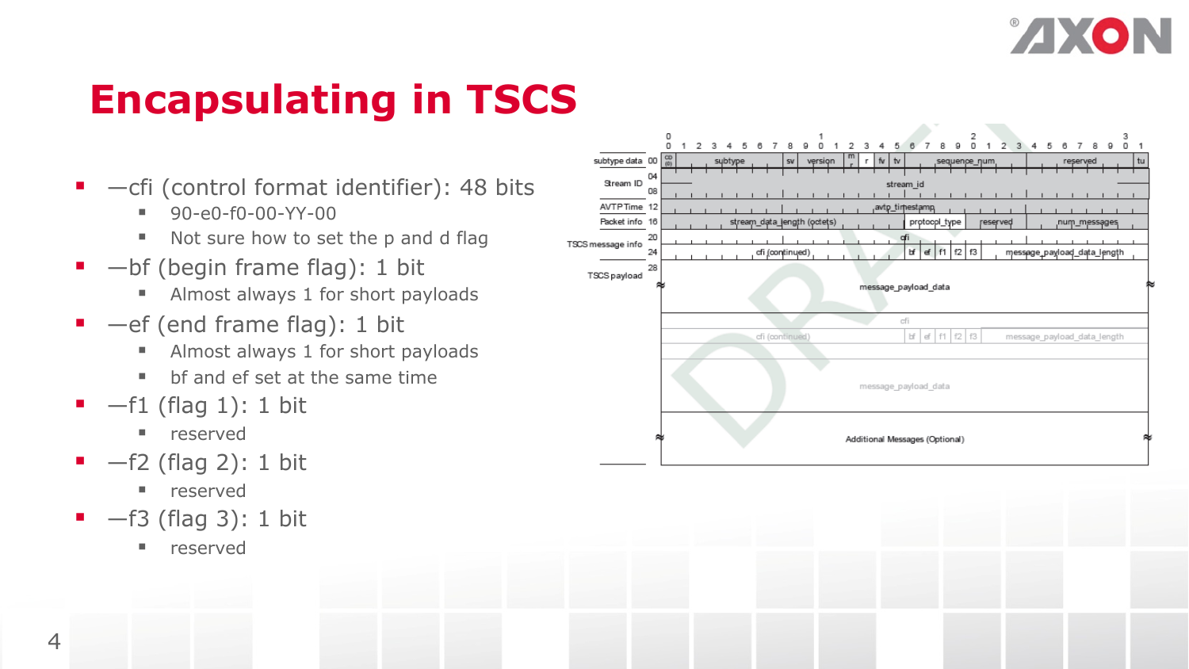# Encapsulating in TSCS

- —cfi (control format identifier): 48 bits
  - 90-e0-f0-00-YY-00
  - Not sure how to set the p and d flag
- —bf (begin frame flag): 1 bit
  - Almost always 1 for short payloads
- —ef (end frame flag): 1 bit
  - Almost always 1 for short payloads
  - bf and ef set at the same time
- —f1 (flag 1): 1 bit
  - reserved
- —f2 (flag 2): 1 bit
  - reserved
- —f3 (flag 3): 1 bit
  - reserved

| | Offset | Bits 0–31 |
|---|---|---|
| subtype data | 00 | cd (0) \| subtype \| sv \| version \| mr \| r \| fv \| tv \| sequence_num \| reserved \| tu |
| Stream ID | 04–08 | stream_id |
| AVTP Time | 12 | avtp_timestamp |
| Packet info | 16 | stream_data_length (octets) \| protocol_type \| reserved \| num_messages |
| TSCS message info | 20 | cfi |
| | 24 | cfi (continued) \| bf \| ef \| f1 \| f2 \| f3 \| message_payload_data_length |
| TSCS payload | 28 | message_payload_data |
| | | cfi |
| | | cfi (continued) \| bf \| ef \| f1 \| f2 \| f3 \| message_payload_data_length |
| | | message_payload_data |
| | | Additional Messages (Optional) |

DRAFT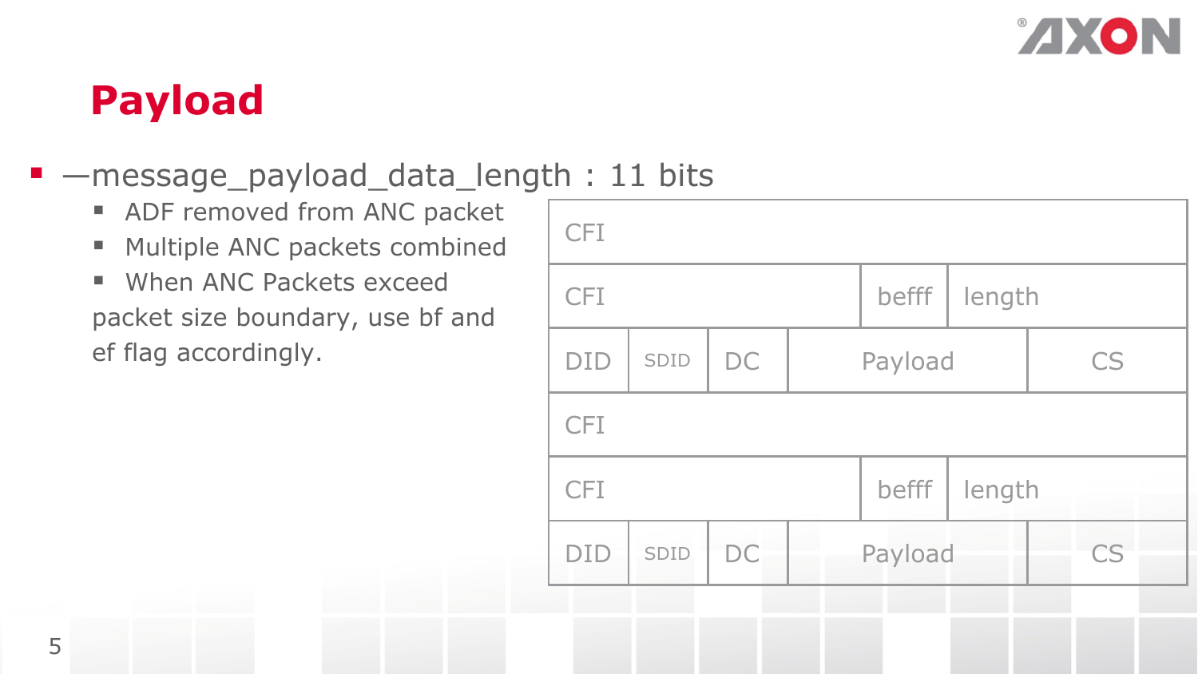# Payload

- —message_payload_data_length : 11 bits
  - ADF removed from ANC packet
  - Multiple ANC packets combined
  - When ANC Packets exceed packet size boundary, use bf and ef flag accordingly.

| CFI | | | | |
|---|---|---|---|---|
| CFI | | | befff | length |
| DID | SDID | DC | Payload | CS |
| CFI | | | | |
| CFI | | | befff | length |
| DID | SDID | DC | Payload | CS |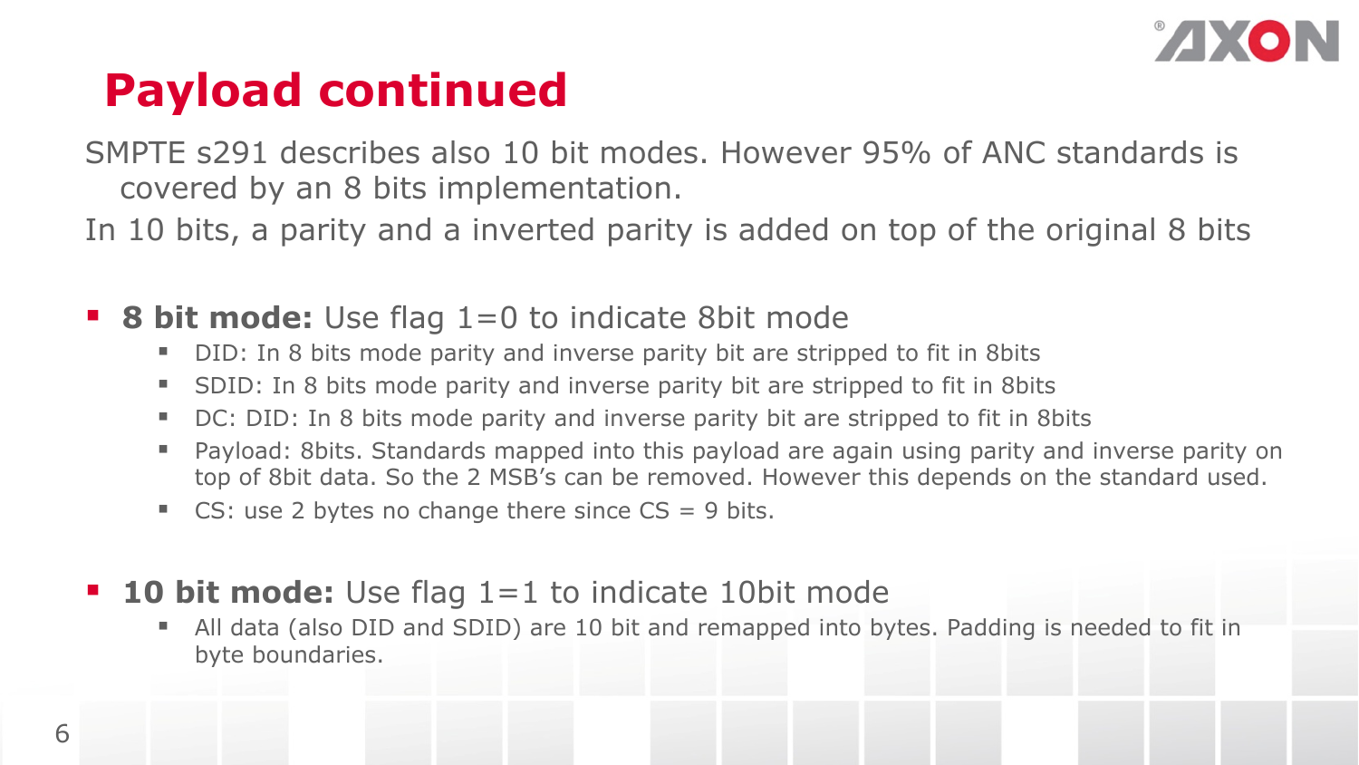# Payload continued

SMPTE s291 describes also 10 bit modes. However 95% of ANC standards is covered by an 8 bits implementation.

In 10 bits, a parity and a inverted parity is added on top of the original 8 bits

- **8 bit mode:** Use flag 1=0 to indicate 8bit mode
  - DID: In 8 bits mode parity and inverse parity bit are stripped to fit in 8bits
  - SDID: In 8 bits mode parity and inverse parity bit are stripped to fit in 8bits
  - DC: DID: In 8 bits mode parity and inverse parity bit are stripped to fit in 8bits
  - Payload: 8bits. Standards mapped into this payload are again using parity and inverse parity on top of 8bit data. So the 2 MSB's can be removed. However this depends on the standard used.
  - CS: use 2 bytes no change there since CS = 9 bits.

- **10 bit mode:** Use flag 1=1 to indicate 10bit mode
  - All data (also DID and SDID) are 10 bit and remapped into bytes. Padding is needed to fit in byte boundaries.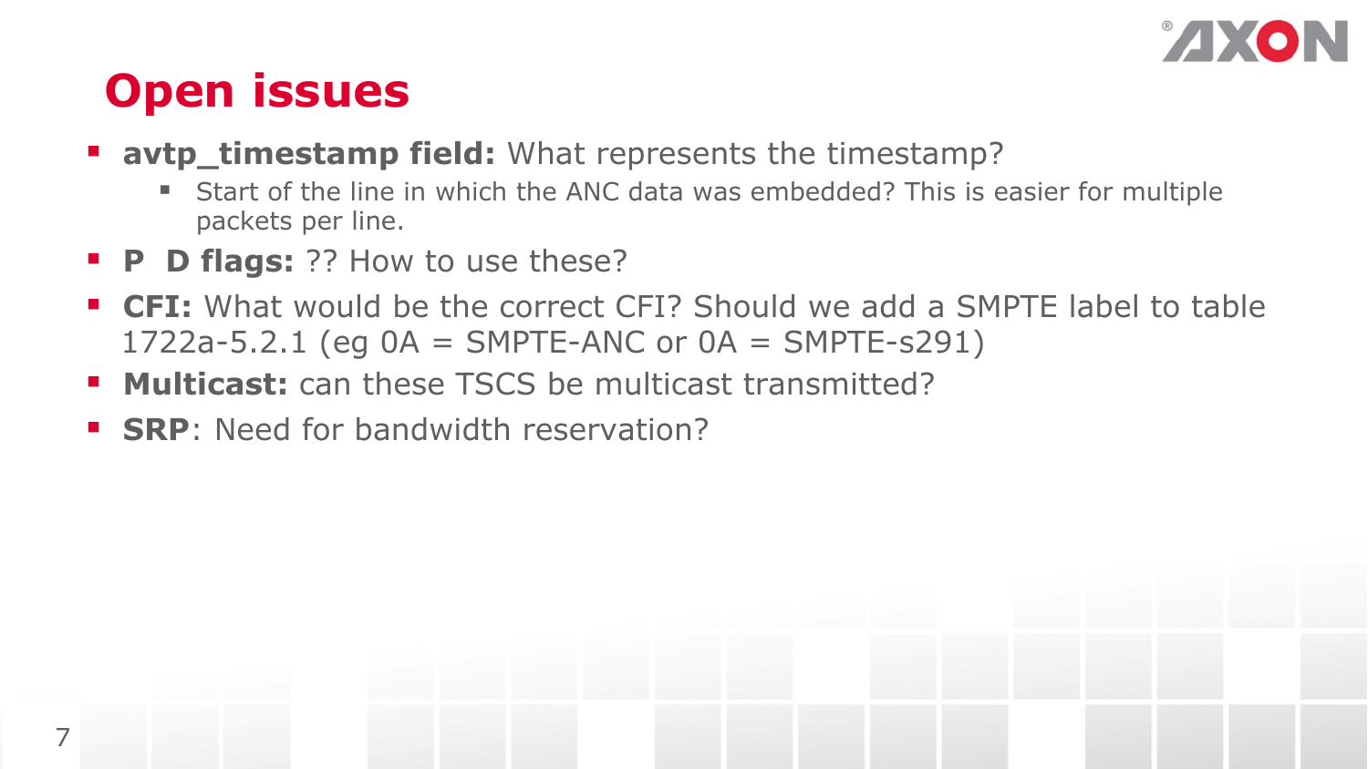# Open issues

- **avtp_timestamp field:** What represents the timestamp?
  - Start of the line in which the ANC data was embedded? This is easier for multiple packets per line.
- **P D flags:** ?? How to use these?
- **CFI:** What would be the correct CFI? Should we add a SMPTE label to table 1722a-5.2.1 (eg 0A = SMPTE-ANC or 0A = SMPTE-s291)
- **Multicast:** can these TSCS be multicast transmitted?
- **SRP**: Need for bandwidth reservation?